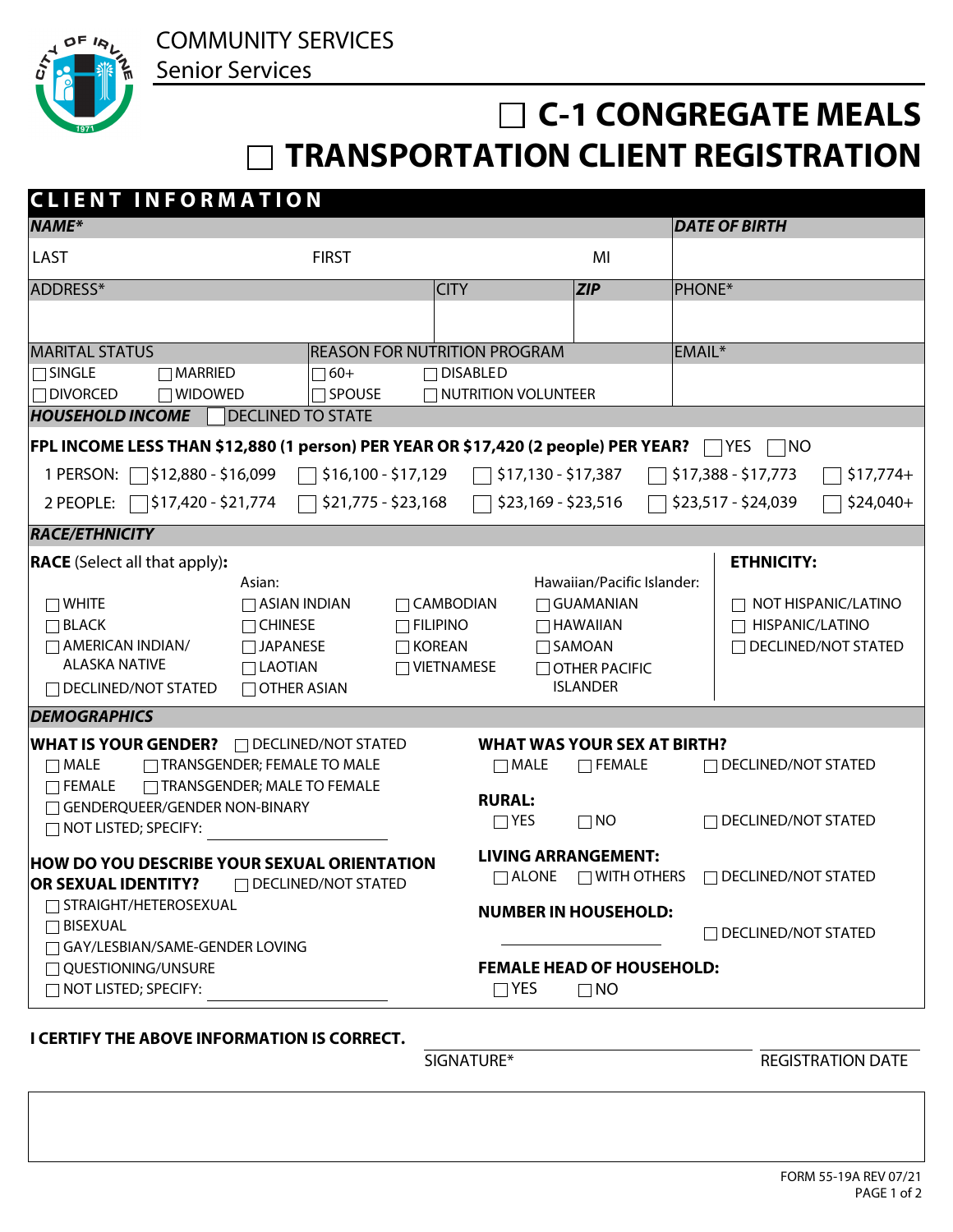COMMUNITY SERVICES

Senior Services

# ☐ C-1 CONGREGATE MEALS

# ☐ TRANSPORTATION CLIENT REGISTRATION

## CLIENT INFORMATION

| ***NAME**** | | | ***DATE OF BIRTH*** |
|---|---|---|---|
| LAST | FIRST | MI | |

| ADDRESS* | CITY | ***ZIP*** | PHONE* |
|---|---|---|---|
| | | | |

| MARITAL STATUS | REASON FOR NUTRITION PROGRAM | EMAIL* |
|---|---|---|
| ☐ SINGLE ☐ MARRIED ☐ DIVORCED ☐ WIDOWED | ☐ 60+ ☐ DISABLED ☐ SPOUSE ☐ NUTRITION VOLUNTEER | |

***HOUSEHOLD INCOME*** ☐ DECLINED TO STATE

**FPL INCOME LESS THAN $12,880 (1 person) PER YEAR OR $17,420 (2 people) PER YEAR?** ☐ YES ☐ NO

| | | | | | |
|---|---|---|---|---|---|
| 1 PERSON: | ☐ $12,880 - $16,099 | ☐ $16,100 - $17,129 | ☐ $17,130 - $17,387 | ☐ $17,388 - $17,773 | ☐ $17,774+ |
| 2 PEOPLE: | ☐ $17,420 - $21,774 | ☐ $21,775 - $23,168 | ☐ $23,169 - $23,516 | ☐ $23,517 - $24,039 | ☐ $24,040+ |

### RACE/ETHNICITY

**RACE** (Select all that apply)**:**

- ☐ WHITE
- ☐ BLACK
- ☐ AMERICAN INDIAN/ ALASKA NATIVE
- ☐ DECLINED/NOT STATED

Asian:
- ☐ ASIAN INDIAN
- ☐ CHINESE
- ☐ JAPANESE
- ☐ LAOTIAN
- ☐ OTHER ASIAN
- ☐ CAMBODIAN
- ☐ FILIPINO
- ☐ KOREAN
- ☐ VIETNAMESE

Hawaiian/Pacific Islander:
- ☐ GUAMANIAN
- ☐ HAWAIIAN
- ☐ SAMOAN
- ☐ OTHER PACIFIC ISLANDER

**ETHNICITY:**
- ☐ NOT HISPANIC/LATINO
- ☐ HISPANIC/LATINO
- ☐ DECLINED/NOT STATED

### DEMOGRAPHICS

**WHAT IS YOUR GENDER?** ☐ DECLINED/NOT STATED
- ☐ MALE ☐ TRANSGENDER; FEMALE TO MALE
- ☐ FEMALE ☐ TRANSGENDER; MALE TO FEMALE
- ☐ GENDERQUEER/GENDER NON-BINARY
- ☐ NOT LISTED; SPECIFY: ____________________

**HOW DO YOU DESCRIBE YOUR SEXUAL ORIENTATION OR SEXUAL IDENTITY?** ☐ DECLINED/NOT STATED
- ☐ STRAIGHT/HETEROSEXUAL
- ☐ BISEXUAL
- ☐ GAY/LESBIAN/SAME-GENDER LOVING
- ☐ QUESTIONING/UNSURE
- ☐ NOT LISTED; SPECIFY: ____________________

**WHAT WAS YOUR SEX AT BIRTH?** ☐ MALE ☐ FEMALE ☐ DECLINED/NOT STATED

**RURAL:** ☐ YES ☐ NO ☐ DECLINED/NOT STATED

**LIVING ARRANGEMENT:** ☐ ALONE ☐ WITH OTHERS ☐ DECLINED/NOT STATED

**NUMBER IN HOUSEHOLD:** ____________________ ☐ DECLINED/NOT STATED

**FEMALE HEAD OF HOUSEHOLD:** ☐ YES ☐ NO

**I CERTIFY THE ABOVE INFORMATION IS CORRECT.**

____________________ SIGNATURE* ____________________ REGISTRATION DATE

FORM 55-19A REV 07/21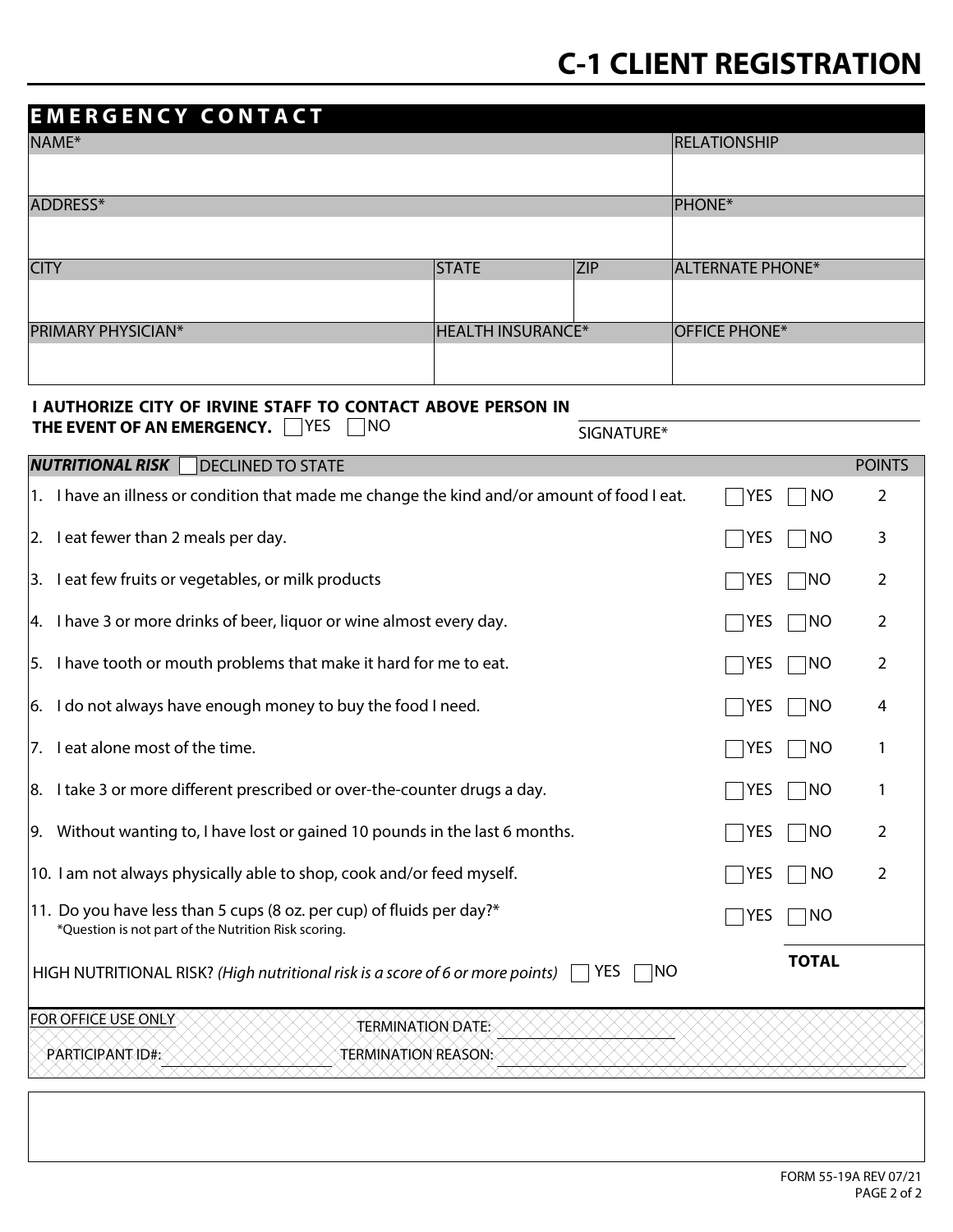# C-1 CLIENT REGISTRATION

## EMERGENCY CONTACT

| NAME* | | | RELATIONSHIP |
|---|---|---|---|
| | | | |
| ADDRESS* | | | PHONE* |
| | | | |
| CITY | STATE | ZIP | ALTERNATE PHONE* |
| | | | |
| PRIMARY PHYSICIAN* | HEALTH INSURANCE* | | OFFICE PHONE* |
| | | | |

**I AUTHORIZE CITY OF IRVINE STAFF TO CONTACT ABOVE PERSON IN THE EVENT OF AN EMERGENCY.** ☐ YES ☐ NO

SIGNATURE*

| ***NUTRITIONAL RISK*** ☐ DECLINED TO STATE | | | POINTS |
|---|---|---|---|
| 1. I have an illness or condition that made me change the kind and/or amount of food I eat. | ☐ YES | ☐ NO | 2 |
| 2. I eat fewer than 2 meals per day. | ☐ YES | ☐ NO | 3 |
| 3. I eat few fruits or vegetables, or milk products | ☐ YES | ☐ NO | 2 |
| 4. I have 3 or more drinks of beer, liquor or wine almost every day. | ☐ YES | ☐ NO | 2 |
| 5. I have tooth or mouth problems that make it hard for me to eat. | ☐ YES | ☐ NO | 2 |
| 6. I do not always have enough money to buy the food I need. | ☐ YES | ☐ NO | 4 |
| 7. I eat alone most of the time. | ☐ YES | ☐ NO | 1 |
| 8. I take 3 or more different prescribed or over-the-counter drugs a day. | ☐ YES | ☐ NO | 1 |
| 9. Without wanting to, I have lost or gained 10 pounds in the last 6 months. | ☐ YES | ☐ NO | 2 |
| 10. I am not always physically able to shop, cook and/or feed myself. | ☐ YES | ☐ NO | 2 |
| 11. Do you have less than 5 cups (8 oz. per cup) of fluids per day?* *Question is not part of the Nutrition Risk scoring. | ☐ YES | ☐ NO | |
| HIGH NUTRITIONAL RISK? *(High nutritional risk is a score of 6 or more points)* ☐ YES ☐ NO | | **TOTAL** | |

FOR OFFICE USE ONLY

TERMINATION DATE:

PARTICIPANT ID#:

TERMINATION REASON:

FORM 55-19A REV 07/21